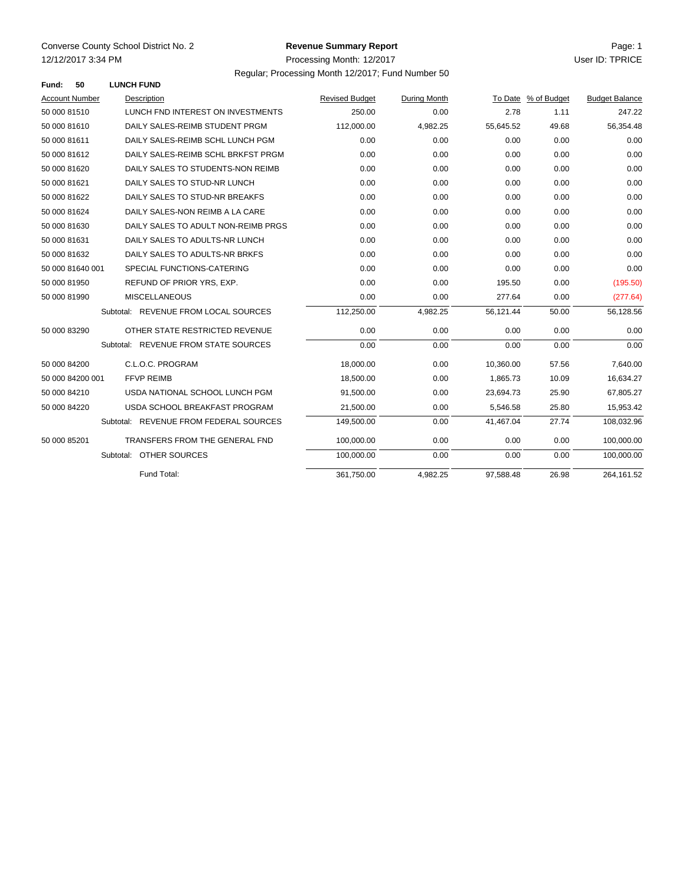Converse County School District No. 2
12/12/2017 3:34 PM

# Revenue Summary Report

Processing Month: 12/2017

Regular; Processing Month 12/2017; Fund Number 50

Page: 1
User ID: TPRICE

**Fund: 50 LUNCH FUND**

| Account Number | Description | Revised Budget | During Month | To Date | % of Budget | Budget Balance |
|---|---|---|---|---|---|---|
| 50 000 81510 | LUNCH FND INTEREST ON INVESTMENTS | 250.00 | 0.00 | 2.78 | 1.11 | 247.22 |
| 50 000 81610 | DAILY SALES-REIMB STUDENT PRGM | 112,000.00 | 4,982.25 | 55,645.52 | 49.68 | 56,354.48 |
| 50 000 81611 | DAILY SALES-REIMB SCHL LUNCH PGM | 0.00 | 0.00 | 0.00 | 0.00 | 0.00 |
| 50 000 81612 | DAILY SALES-REIMB SCHL BRKFST PRGM | 0.00 | 0.00 | 0.00 | 0.00 | 0.00 |
| 50 000 81620 | DAILY SALES TO STUDENTS-NON REIMB | 0.00 | 0.00 | 0.00 | 0.00 | 0.00 |
| 50 000 81621 | DAILY SALES TO STUD-NR LUNCH | 0.00 | 0.00 | 0.00 | 0.00 | 0.00 |
| 50 000 81622 | DAILY SALES TO STUD-NR BREAKFS | 0.00 | 0.00 | 0.00 | 0.00 | 0.00 |
| 50 000 81624 | DAILY SALES-NON REIMB A LA CARE | 0.00 | 0.00 | 0.00 | 0.00 | 0.00 |
| 50 000 81630 | DAILY SALES TO ADULT NON-REIMB PRGS | 0.00 | 0.00 | 0.00 | 0.00 | 0.00 |
| 50 000 81631 | DAILY SALES TO ADULTS-NR LUNCH | 0.00 | 0.00 | 0.00 | 0.00 | 0.00 |
| 50 000 81632 | DAILY SALES TO ADULTS-NR BRKFS | 0.00 | 0.00 | 0.00 | 0.00 | 0.00 |
| 50 000 81640 001 | SPECIAL FUNCTIONS-CATERING | 0.00 | 0.00 | 0.00 | 0.00 | 0.00 |
| 50 000 81950 | REFUND OF PRIOR YRS, EXP. | 0.00 | 0.00 | 195.50 | 0.00 | (195.50) |
| 50 000 81990 | MISCELLANEOUS | 0.00 | 0.00 | 277.64 | 0.00 | (277.64) |
| | Subtotal: REVENUE FROM LOCAL SOURCES | 112,250.00 | 4,982.25 | 56,121.44 | 50.00 | 56,128.56 |
| 50 000 83290 | OTHER STATE RESTRICTED REVENUE | 0.00 | 0.00 | 0.00 | 0.00 | 0.00 |
| | Subtotal: REVENUE FROM STATE SOURCES | 0.00 | 0.00 | 0.00 | 0.00 | 0.00 |
| 50 000 84200 | C.L.O.C. PROGRAM | 18,000.00 | 0.00 | 10,360.00 | 57.56 | 7,640.00 |
| 50 000 84200 001 | FFVP REIMB | 18,500.00 | 0.00 | 1,865.73 | 10.09 | 16,634.27 |
| 50 000 84210 | USDA NATIONAL SCHOOL LUNCH PGM | 91,500.00 | 0.00 | 23,694.73 | 25.90 | 67,805.27 |
| 50 000 84220 | USDA SCHOOL BREAKFAST PROGRAM | 21,500.00 | 0.00 | 5,546.58 | 25.80 | 15,953.42 |
| | Subtotal: REVENUE FROM FEDERAL SOURCES | 149,500.00 | 0.00 | 41,467.04 | 27.74 | 108,032.96 |
| 50 000 85201 | TRANSFERS FROM THE GENERAL FND | 100,000.00 | 0.00 | 0.00 | 0.00 | 100,000.00 |
| | Subtotal: OTHER SOURCES | 100,000.00 | 0.00 | 0.00 | 0.00 | 100,000.00 |
| | Fund Total: | 361,750.00 | 4,982.25 | 97,588.48 | 26.98 | 264,161.52 |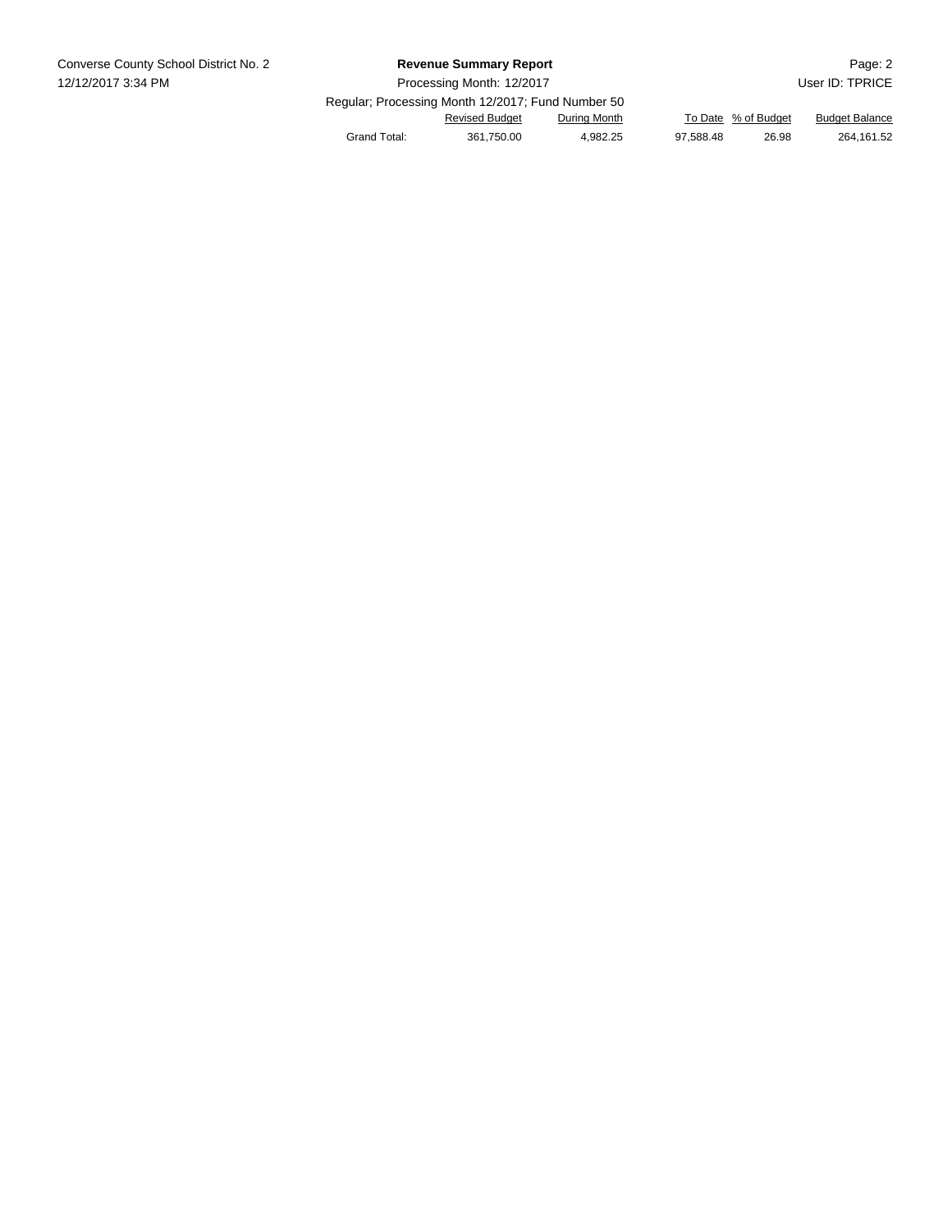Converse County School District No. 2

12/12/2017 3:34 PM

**Revenue Summary Report**

Processing Month: 12/2017

User ID: TPRICE

Regular; Processing Month 12/2017; Fund Number 50

| | Revised Budget | During Month | To Date | % of Budget | Budget Balance |
|---|---|---|---|---|---|
| Grand Total: | 361,750.00 | 4,982.25 | 97,588.48 | 26.98 | 264,161.52 |